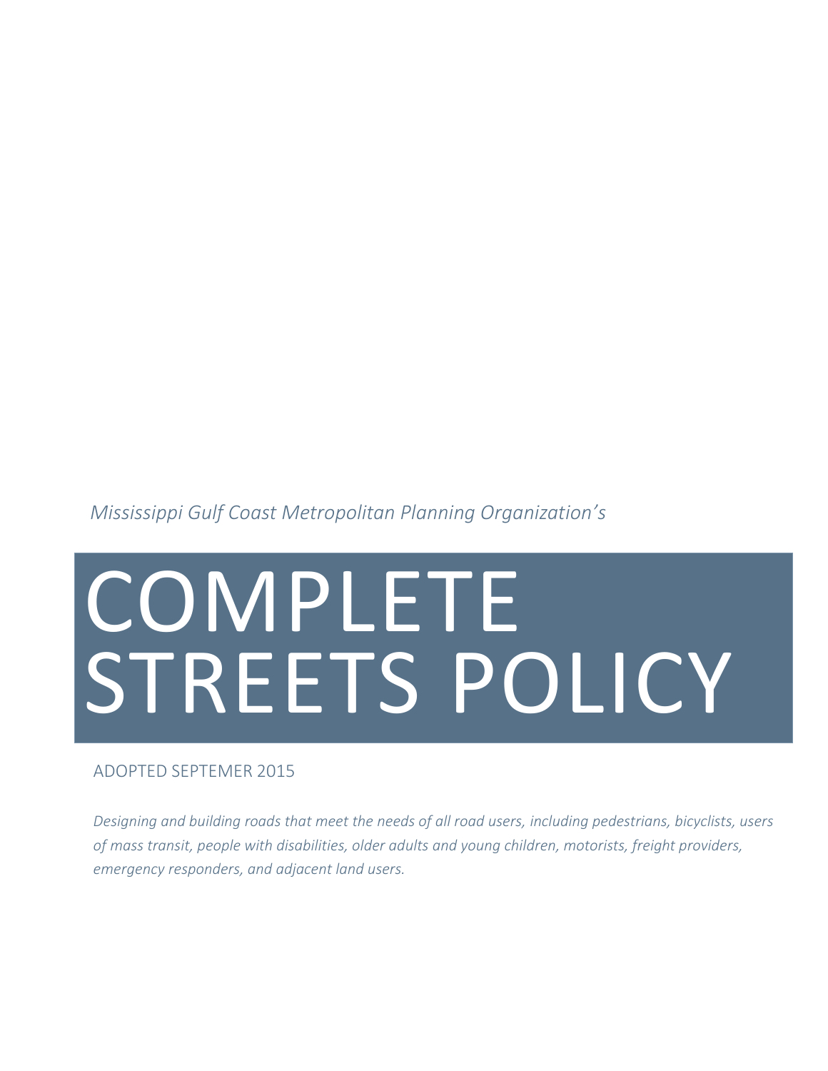*Mississippi Gulf Coast Metropolitan Planning Organization's*

# COMPLETE STREETS POLICY

ADOPTED SEPTEMER 2015

*Designing and building roads that meet the needs of all road users, including pedestrians, bicyclists, users of mass transit, people with disabilities, older adults and young children, motorists, freight providers, emergency responders, and adjacent land users.*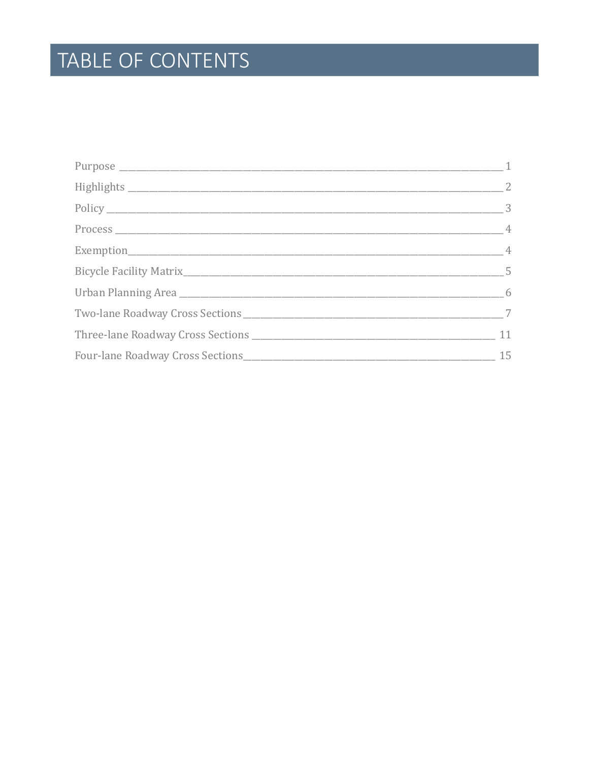# TABLE OF CONTENTS

| Section | Page |
|---|---|
| Purpose | 1 |
| Highlights | 2 |
| Policy | 3 |
| Process | 4 |
| Exemption | 4 |
| Bicycle Facility Matrix | 5 |
| Urban Planning Area | 6 |
| Two-lane Roadway Cross Sections | 7 |
| Three-lane Roadway Cross Sections | 11 |
| Four-lane Roadway Cross Sections | 15 |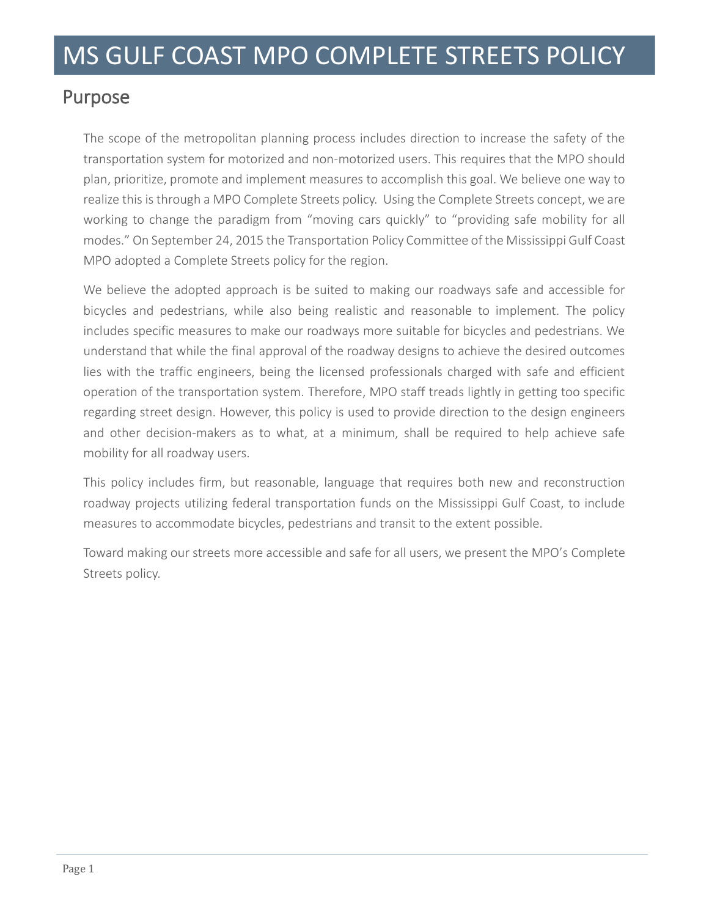# MS GULF COAST MPO COMPLETE STREETS POLICY

## Purpose

The scope of the metropolitan planning process includes direction to increase the safety of the transportation system for motorized and non-motorized users. This requires that the MPO should plan, prioritize, promote and implement measures to accomplish this goal. We believe one way to realize this is through a MPO Complete Streets policy. Using the Complete Streets concept, we are working to change the paradigm from "moving cars quickly" to "providing safe mobility for all modes." On September 24, 2015 the Transportation Policy Committee of the Mississippi Gulf Coast MPO adopted a Complete Streets policy for the region.

We believe the adopted approach is be suited to making our roadways safe and accessible for bicycles and pedestrians, while also being realistic and reasonable to implement. The policy includes specific measures to make our roadways more suitable for bicycles and pedestrians. We understand that while the final approval of the roadway designs to achieve the desired outcomes lies with the traffic engineers, being the licensed professionals charged with safe and efficient operation of the transportation system. Therefore, MPO staff treads lightly in getting too specific regarding street design. However, this policy is used to provide direction to the design engineers and other decision-makers as to what, at a minimum, shall be required to help achieve safe mobility for all roadway users.

This policy includes firm, but reasonable, language that requires both new and reconstruction roadway projects utilizing federal transportation funds on the Mississippi Gulf Coast, to include measures to accommodate bicycles, pedestrians and transit to the extent possible.

Toward making our streets more accessible and safe for all users, we present the MPO's Complete Streets policy.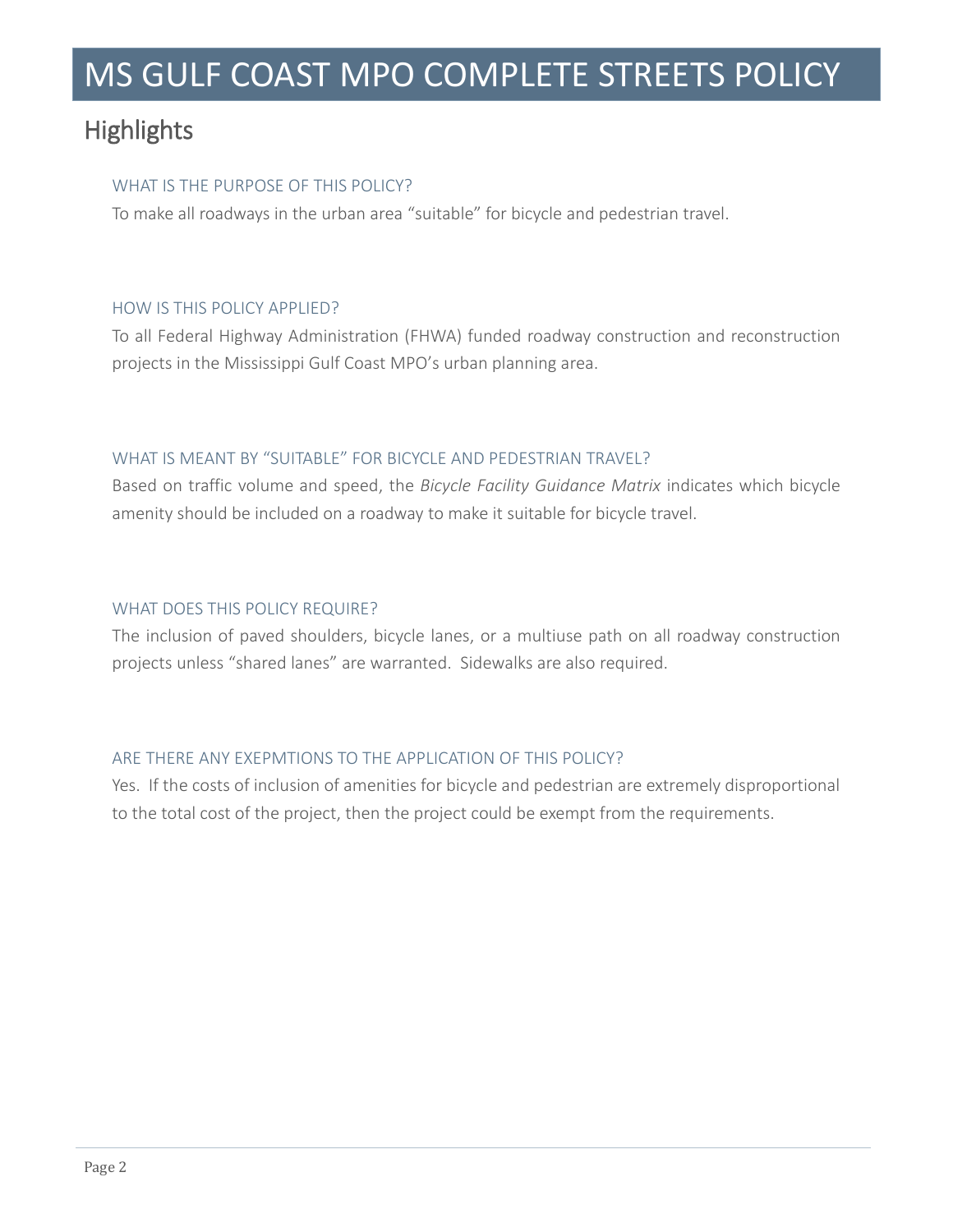# MS GULF COAST MPO COMPLETE STREETS POLICY

## Highlights

### WHAT IS THE PURPOSE OF THIS POLICY?

To make all roadways in the urban area "suitable" for bicycle and pedestrian travel.

### HOW IS THIS POLICY APPLIED?

To all Federal Highway Administration (FHWA) funded roadway construction and reconstruction projects in the Mississippi Gulf Coast MPO's urban planning area.

### WHAT IS MEANT BY "SUITABLE" FOR BICYCLE AND PEDESTRIAN TRAVEL?

Based on traffic volume and speed, the *Bicycle Facility Guidance Matrix* indicates which bicycle amenity should be included on a roadway to make it suitable for bicycle travel.

### WHAT DOES THIS POLICY REQUIRE?

The inclusion of paved shoulders, bicycle lanes, or a multiuse path on all roadway construction projects unless "shared lanes" are warranted. Sidewalks are also required.

### ARE THERE ANY EXEPMTIONS TO THE APPLICATION OF THIS POLICY?

Yes. If the costs of inclusion of amenities for bicycle and pedestrian are extremely disproportional to the total cost of the project, then the project could be exempt from the requirements.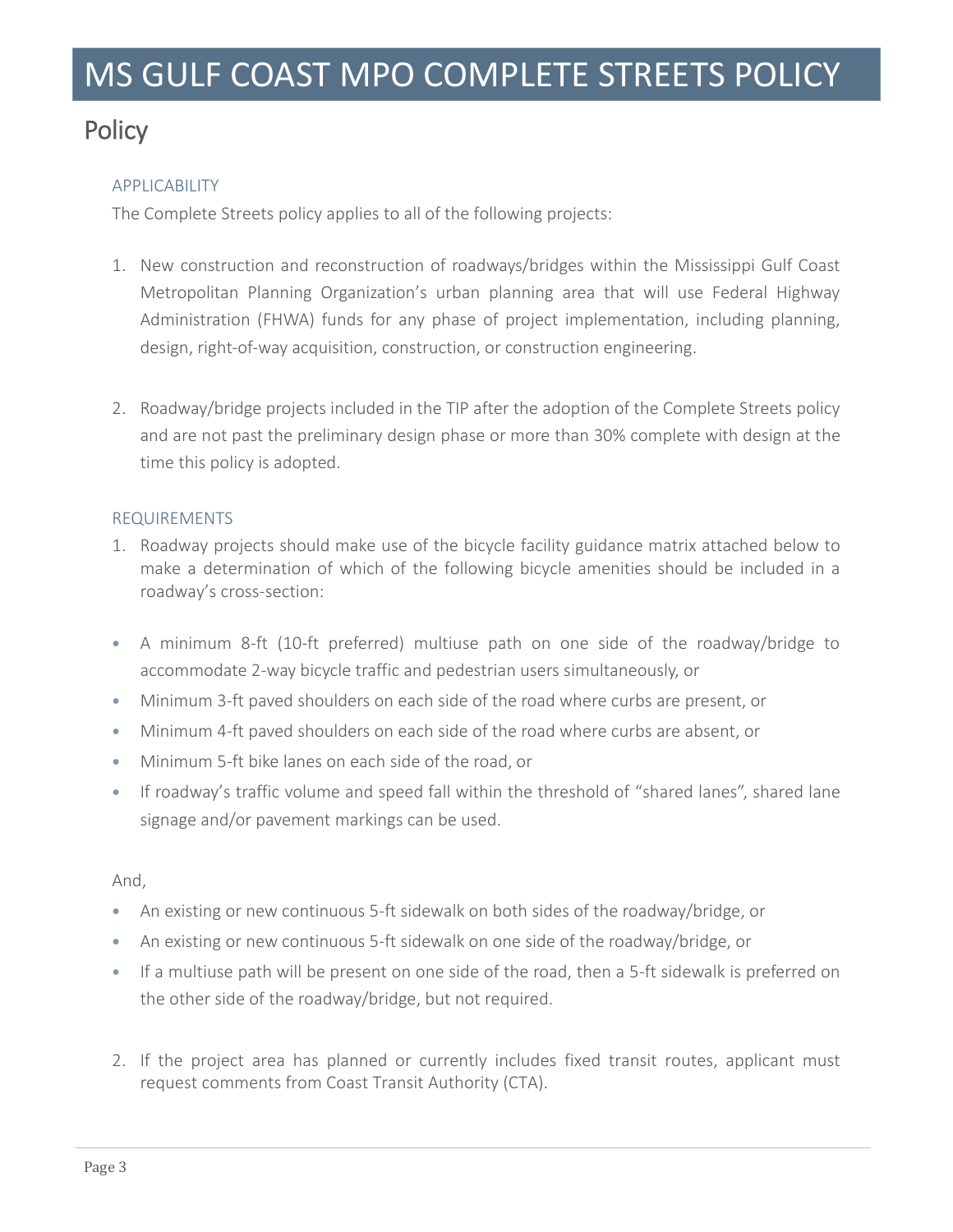# MS GULF COAST MPO COMPLETE STREETS POLICY

## Policy

### APPLICABILITY

The Complete Streets policy applies to all of the following projects:

1. New construction and reconstruction of roadways/bridges within the Mississippi Gulf Coast Metropolitan Planning Organization's urban planning area that will use Federal Highway Administration (FHWA) funds for any phase of project implementation, including planning, design, right-of-way acquisition, construction, or construction engineering.

2. Roadway/bridge projects included in the TIP after the adoption of the Complete Streets policy and are not past the preliminary design phase or more than 30% complete with design at the time this policy is adopted.

### REQUIREMENTS

1. Roadway projects should make use of the bicycle facility guidance matrix attached below to make a determination of which of the following bicycle amenities should be included in a roadway's cross-section:

- A minimum 8-ft (10-ft preferred) multiuse path on one side of the roadway/bridge to accommodate 2-way bicycle traffic and pedestrian users simultaneously, or
- Minimum 3-ft paved shoulders on each side of the road where curbs are present, or
- Minimum 4-ft paved shoulders on each side of the road where curbs are absent, or
- Minimum 5-ft bike lanes on each side of the road, or
- If roadway's traffic volume and speed fall within the threshold of "shared lanes", shared lane signage and/or pavement markings can be used.

And,

- An existing or new continuous 5-ft sidewalk on both sides of the roadway/bridge, or
- An existing or new continuous 5-ft sidewalk on one side of the roadway/bridge, or
- If a multiuse path will be present on one side of the road, then a 5-ft sidewalk is preferred on the other side of the roadway/bridge, but not required.

2. If the project area has planned or currently includes fixed transit routes, applicant must request comments from Coast Transit Authority (CTA).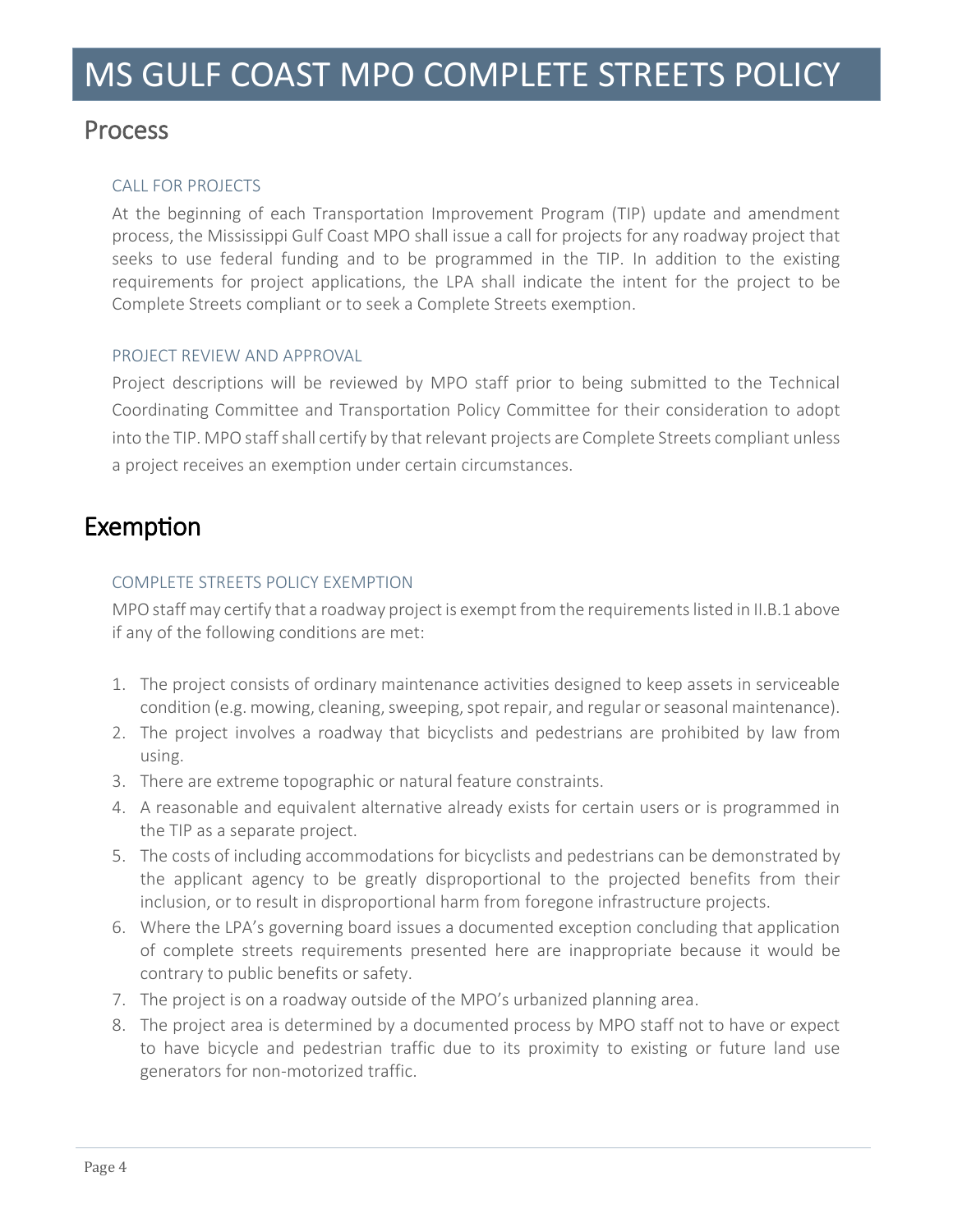# MS GULF COAST MPO COMPLETE STREETS POLICY

## Process

### CALL FOR PROJECTS

At the beginning of each Transportation Improvement Program (TIP) update and amendment process, the Mississippi Gulf Coast MPO shall issue a call for projects for any roadway project that seeks to use federal funding and to be programmed in the TIP. In addition to the existing requirements for project applications, the LPA shall indicate the intent for the project to be Complete Streets compliant or to seek a Complete Streets exemption.

### PROJECT REVIEW AND APPROVAL

Project descriptions will be reviewed by MPO staff prior to being submitted to the Technical Coordinating Committee and Transportation Policy Committee for their consideration to adopt into the TIP. MPO staff shall certify by that relevant projects are Complete Streets compliant unless a project receives an exemption under certain circumstances.

## Exemption

### COMPLETE STREETS POLICY EXEMPTION

MPO staff may certify that a roadway project is exempt from the requirements listed in II.B.1 above if any of the following conditions are met:

1. The project consists of ordinary maintenance activities designed to keep assets in serviceable condition (e.g. mowing, cleaning, sweeping, spot repair, and regular or seasonal maintenance).
2. The project involves a roadway that bicyclists and pedestrians are prohibited by law from using.
3. There are extreme topographic or natural feature constraints.
4. A reasonable and equivalent alternative already exists for certain users or is programmed in the TIP as a separate project.
5. The costs of including accommodations for bicyclists and pedestrians can be demonstrated by the applicant agency to be greatly disproportional to the projected benefits from their inclusion, or to result in disproportional harm from foregone infrastructure projects.
6. Where the LPA's governing board issues a documented exception concluding that application of complete streets requirements presented here are inappropriate because it would be contrary to public benefits or safety.
7. The project is on a roadway outside of the MPO's urbanized planning area.
8. The project area is determined by a documented process by MPO staff not to have or expect to have bicycle and pedestrian traffic due to its proximity to existing or future land use generators for non-motorized traffic.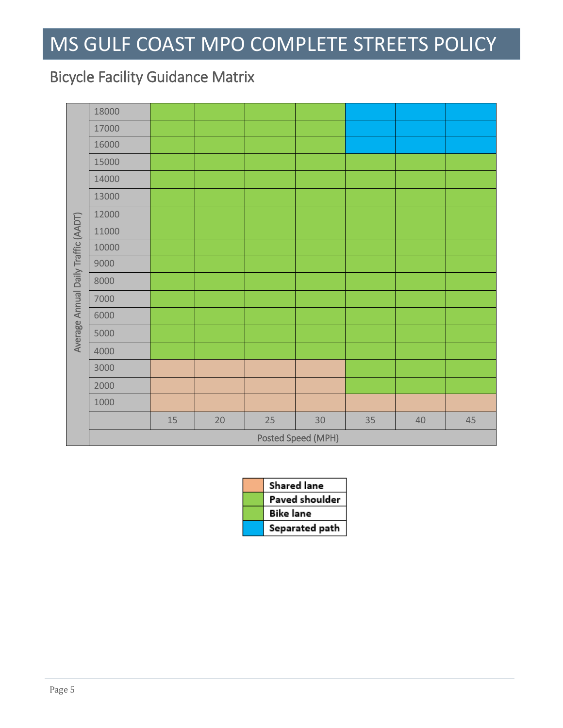## Bicycle Facility Guidance Matrix

| Average Annual Daily Traffic (AADT) | 15 | 20 | 25 | 30 | 35 | 40 | 45 |
|---|---|---|---|---|---|---|---|
| 18000 | Paved shoulder / Bike lane | Paved shoulder / Bike lane | Paved shoulder / Bike lane | Paved shoulder / Bike lane | Separated path | Separated path | Separated path |
| 17000 | Paved shoulder / Bike lane | Paved shoulder / Bike lane | Paved shoulder / Bike lane | Paved shoulder / Bike lane | Separated path | Separated path | Separated path |
| 16000 | Paved shoulder / Bike lane | Paved shoulder / Bike lane | Paved shoulder / Bike lane | Paved shoulder / Bike lane | Separated path | Separated path | Separated path |
| 15000 | Paved shoulder / Bike lane | Paved shoulder / Bike lane | Paved shoulder / Bike lane | Paved shoulder / Bike lane | Paved shoulder / Bike lane | Paved shoulder / Bike lane | Paved shoulder / Bike lane |
| 14000 | Paved shoulder / Bike lane | Paved shoulder / Bike lane | Paved shoulder / Bike lane | Paved shoulder / Bike lane | Paved shoulder / Bike lane | Paved shoulder / Bike lane | Paved shoulder / Bike lane |
| 13000 | Paved shoulder / Bike lane | Paved shoulder / Bike lane | Paved shoulder / Bike lane | Paved shoulder / Bike lane | Paved shoulder / Bike lane | Paved shoulder / Bike lane | Paved shoulder / Bike lane |
| 12000 | Paved shoulder / Bike lane | Paved shoulder / Bike lane | Paved shoulder / Bike lane | Paved shoulder / Bike lane | Paved shoulder / Bike lane | Paved shoulder / Bike lane | Paved shoulder / Bike lane |
| 11000 | Paved shoulder / Bike lane | Paved shoulder / Bike lane | Paved shoulder / Bike lane | Paved shoulder / Bike lane | Paved shoulder / Bike lane | Paved shoulder / Bike lane | Paved shoulder / Bike lane |
| 10000 | Paved shoulder / Bike lane | Paved shoulder / Bike lane | Paved shoulder / Bike lane | Paved shoulder / Bike lane | Paved shoulder / Bike lane | Paved shoulder / Bike lane | Paved shoulder / Bike lane |
| 9000 | Paved shoulder / Bike lane | Paved shoulder / Bike lane | Paved shoulder / Bike lane | Paved shoulder / Bike lane | Paved shoulder / Bike lane | Paved shoulder / Bike lane | Paved shoulder / Bike lane |
| 8000 | Paved shoulder / Bike lane | Paved shoulder / Bike lane | Paved shoulder / Bike lane | Paved shoulder / Bike lane | Paved shoulder / Bike lane | Paved shoulder / Bike lane | Paved shoulder / Bike lane |
| 7000 | Paved shoulder / Bike lane | Paved shoulder / Bike lane | Paved shoulder / Bike lane | Paved shoulder / Bike lane | Paved shoulder / Bike lane | Paved shoulder / Bike lane | Paved shoulder / Bike lane |
| 6000 | Paved shoulder / Bike lane | Paved shoulder / Bike lane | Paved shoulder / Bike lane | Paved shoulder / Bike lane | Paved shoulder / Bike lane | Paved shoulder / Bike lane | Paved shoulder / Bike lane |
| 5000 | Paved shoulder / Bike lane | Paved shoulder / Bike lane | Paved shoulder / Bike lane | Paved shoulder / Bike lane | Paved shoulder / Bike lane | Paved shoulder / Bike lane | Paved shoulder / Bike lane |
| 4000 | Paved shoulder / Bike lane | Paved shoulder / Bike lane | Paved shoulder / Bike lane | Paved shoulder / Bike lane | Paved shoulder / Bike lane | Paved shoulder / Bike lane | Paved shoulder / Bike lane |
| 3000 | Shared lane | Shared lane | Shared lane | Shared lane | Paved shoulder / Bike lane | Paved shoulder / Bike lane | Paved shoulder / Bike lane |
| 2000 | Shared lane | Shared lane | Shared lane | Shared lane | Paved shoulder / Bike lane | Paved shoulder / Bike lane | Paved shoulder / Bike lane |
| 1000 | Shared lane | Shared lane | Shared lane | Shared lane | Shared lane | Shared lane | Shared lane |
| | **Posted Speed (MPH)** | | | | | | |

**Legend:**

- **Shared lane**
- **Paved shoulder**
- **Bike lane**
- **Separated path**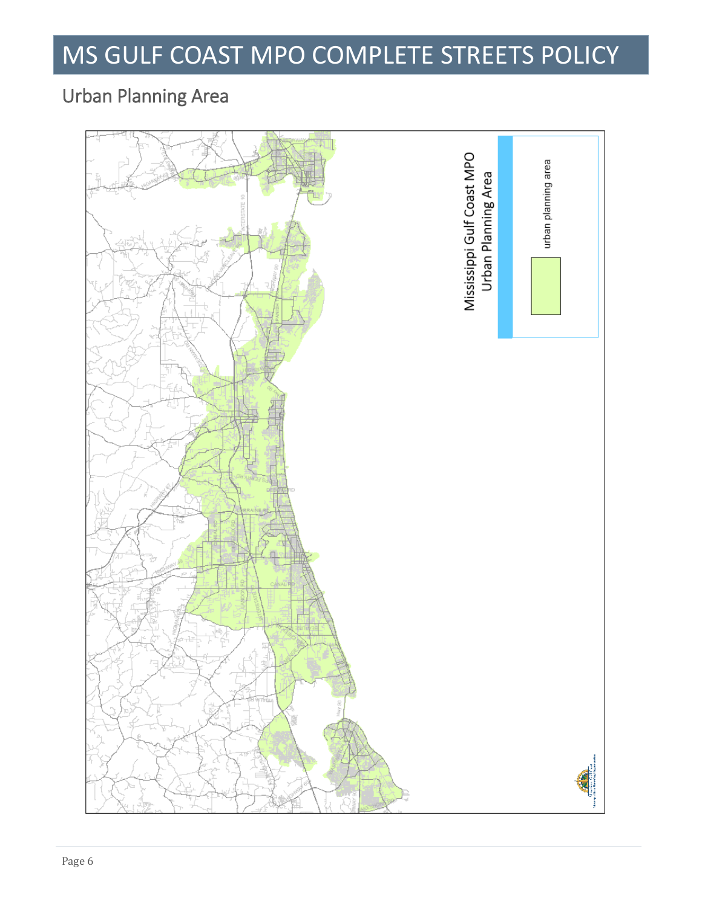## Urban Planning Area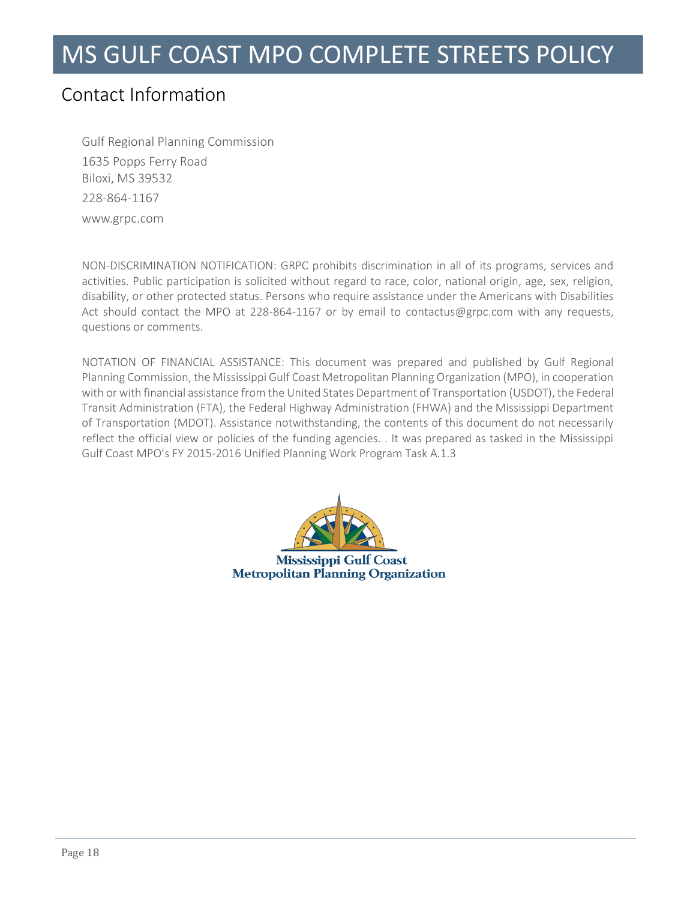# MS GULF COAST MPO COMPLETE STREETS POLICY

## Contact Information

Gulf Regional Planning Commission
1635 Popps Ferry Road
Biloxi, MS 39532
228-864-1167
www.grpc.com

NON-DISCRIMINATION NOTIFICATION: GRPC prohibits discrimination in all of its programs, services and activities. Public participation is solicited without regard to race, color, national origin, age, sex, religion, disability, or other protected status. Persons who require assistance under the Americans with Disabilities Act should contact the MPO at 228-864-1167 or by email to contactus@grpc.com with any requests, questions or comments.

NOTATION OF FINANCIAL ASSISTANCE: This document was prepared and published by Gulf Regional Planning Commission, the Mississippi Gulf Coast Metropolitan Planning Organization (MPO), in cooperation with or with financial assistance from the United States Department of Transportation (USDOT), the Federal Transit Administration (FTA), the Federal Highway Administration (FHWA) and the Mississippi Department of Transportation (MDOT). Assistance notwithstanding, the contents of this document do not necessarily reflect the official view or policies of the funding agencies. . It was prepared as tasked in the Mississippi Gulf Coast MPO's FY 2015-2016 Unified Planning Work Program Task A.1.3

Mississippi Gulf Coast
Metropolitan Planning Organization